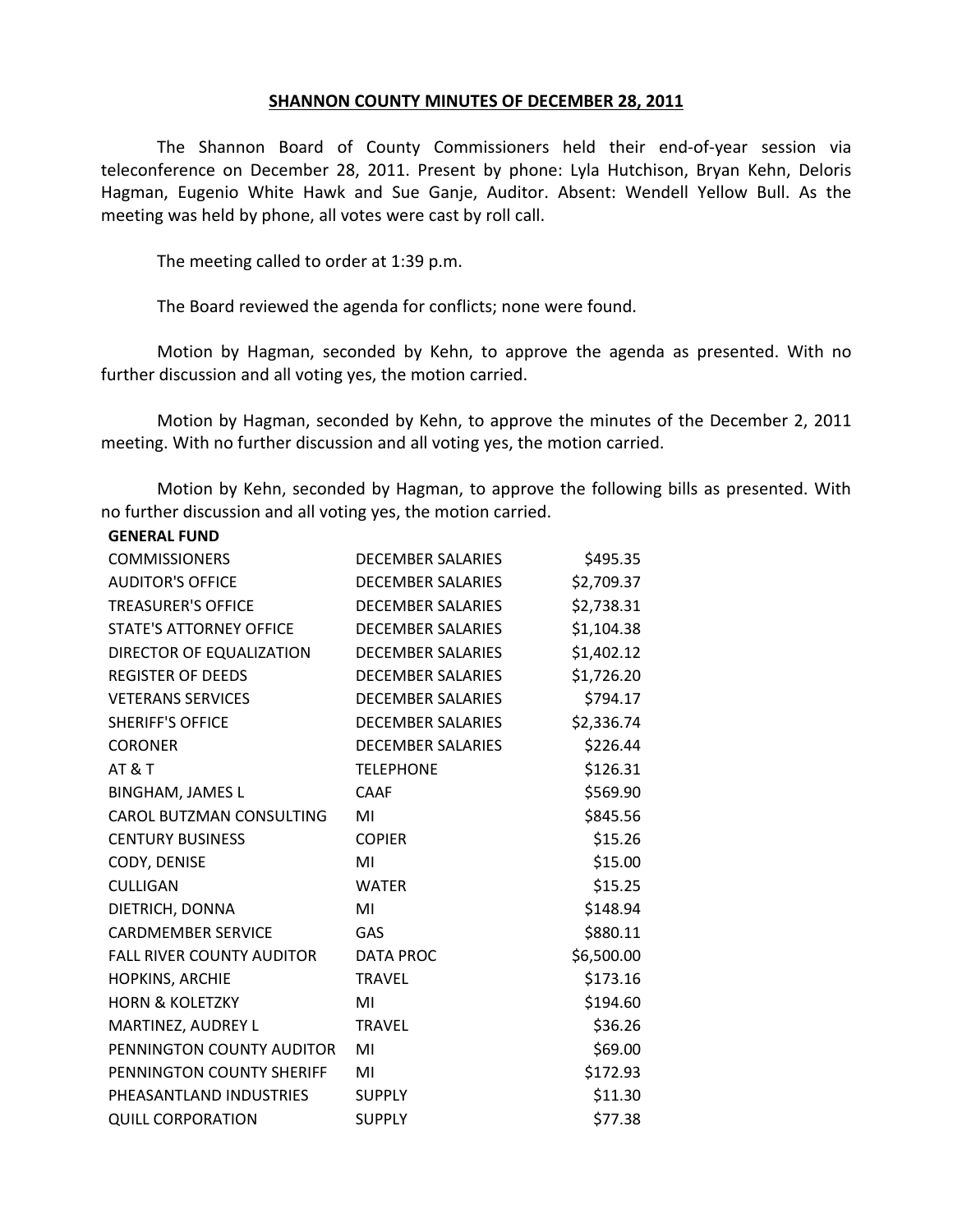# SHANNON COUNTY MINUTES OF DECEMBER 28, 2011

The Shannon Board of County Commissioners held their end-of-year session via teleconference on December 28, 2011. Present by phone: Lyla Hutchison, Bryan Kehn, Deloris Hagman, Eugenio White Hawk and Sue Ganje, Auditor. Absent: Wendell Yellow Bull. As the meeting was held by phone, all votes were cast by roll call.

The meeting called to order at 1:39 p.m.

The Board reviewed the agenda for conflicts; none were found.

Motion by Hagman, seconded by Kehn, to approve the agenda as presented. With no further discussion and all voting yes, the motion carried.

Motion by Hagman, seconded by Kehn, to approve the minutes of the December 2, 2011 meeting. With no further discussion and all voting yes, the motion carried.

Motion by Kehn, seconded by Hagman, to approve the following bills as presented. With no further discussion and all voting yes, the motion carried.

**GENERAL FUND**

| | | |
|---|---|---|
| COMMISSIONERS | DECEMBER SALARIES | $495.35 |
| AUDITOR'S OFFICE | DECEMBER SALARIES | $2,709.37 |
| TREASURER'S OFFICE | DECEMBER SALARIES | $2,738.31 |
| STATE'S ATTORNEY OFFICE | DECEMBER SALARIES | $1,104.38 |
| DIRECTOR OF EQUALIZATION | DECEMBER SALARIES | $1,402.12 |
| REGISTER OF DEEDS | DECEMBER SALARIES | $1,726.20 |
| VETERANS SERVICES | DECEMBER SALARIES | $794.17 |
| SHERIFF'S OFFICE | DECEMBER SALARIES | $2,336.74 |
| CORONER | DECEMBER SALARIES | $226.44 |
| AT & T | TELEPHONE | $126.31 |
| BINGHAM, JAMES L | CAAF | $569.90 |
| CAROL BUTZMAN CONSULTING | MI | $845.56 |
| CENTURY BUSINESS | COPIER | $15.26 |
| CODY, DENISE | MI | $15.00 |
| CULLIGAN | WATER | $15.25 |
| DIETRICH, DONNA | MI | $148.94 |
| CARDMEMBER SERVICE | GAS | $880.11 |
| FALL RIVER COUNTY AUDITOR | DATA PROC | $6,500.00 |
| HOPKINS, ARCHIE | TRAVEL | $173.16 |
| HORN & KOLETZKY | MI | $194.60 |
| MARTINEZ, AUDREY L | TRAVEL | $36.26 |
| PENNINGTON COUNTY AUDITOR | MI | $69.00 |
| PENNINGTON COUNTY SHERIFF | MI | $172.93 |
| PHEASANTLAND INDUSTRIES | SUPPLY | $11.30 |
| QUILL CORPORATION | SUPPLY | $77.38 |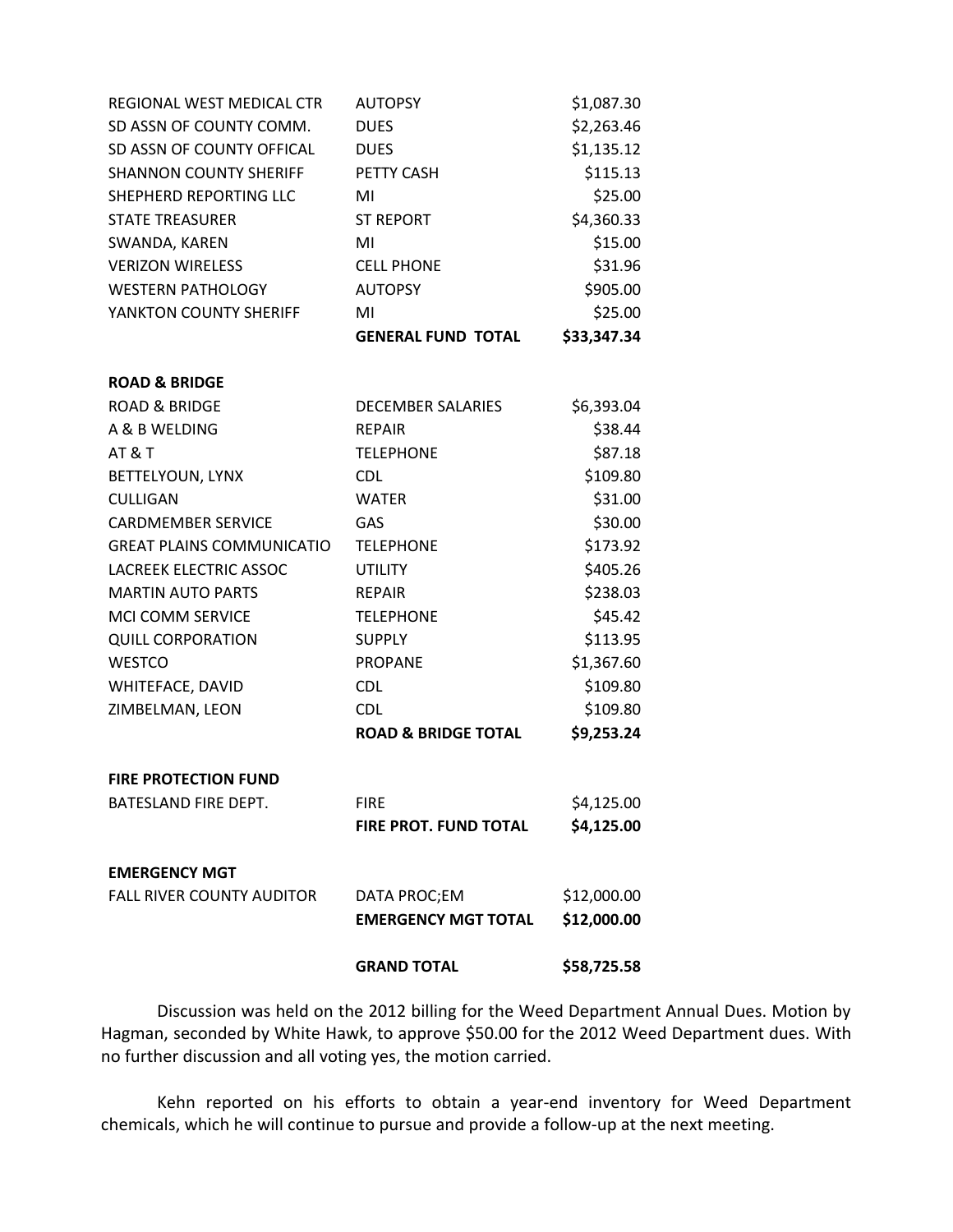| | | |
|---|---|---|
| REGIONAL WEST MEDICAL CTR | AUTOPSY | $1,087.30 |
| SD ASSN OF COUNTY COMM. | DUES | $2,263.46 |
| SD ASSN OF COUNTY OFFICAL | DUES | $1,135.12 |
| SHANNON COUNTY SHERIFF | PETTY CASH | $115.13 |
| SHEPHERD REPORTING LLC | MI | $25.00 |
| STATE TREASURER | ST REPORT | $4,360.33 |
| SWANDA, KAREN | MI | $15.00 |
| VERIZON WIRELESS | CELL PHONE | $31.96 |
| WESTERN PATHOLOGY | AUTOPSY | $905.00 |
| YANKTON COUNTY SHERIFF | MI | $25.00 |
| | **GENERAL FUND TOTAL** | **$33,347.34** |
| | | |
| **ROAD & BRIDGE** | | |
| ROAD & BRIDGE | DECEMBER SALARIES | $6,393.04 |
| A & B WELDING | REPAIR | $38.44 |
| AT & T | TELEPHONE | $87.18 |
| BETTELYOUN, LYNX | CDL | $109.80 |
| CULLIGAN | WATER | $31.00 |
| CARDMEMBER SERVICE | GAS | $30.00 |
| GREAT PLAINS COMMUNICATIO | TELEPHONE | $173.92 |
| LACREEK ELECTRIC ASSOC | UTILITY | $405.26 |
| MARTIN AUTO PARTS | REPAIR | $238.03 |
| MCI COMM SERVICE | TELEPHONE | $45.42 |
| QUILL CORPORATION | SUPPLY | $113.95 |
| WESTCO | PROPANE | $1,367.60 |
| WHITEFACE, DAVID | CDL | $109.80 |
| ZIMBELMAN, LEON | CDL | $109.80 |
| | **ROAD & BRIDGE TOTAL** | **$9,253.24** |
| | | |
| **FIRE PROTECTION FUND** | | |
| BATESLAND FIRE DEPT. | FIRE | $4,125.00 |
| | **FIRE PROT. FUND TOTAL** | **$4,125.00** |
| | | |
| **EMERGENCY MGT** | | |
| FALL RIVER COUNTY AUDITOR | DATA PROC;EM | $12,000.00 |
| | **EMERGENCY MGT TOTAL** | **$12,000.00** |
| | | |
| | **GRAND TOTAL** | **$58,725.58** |

Discussion was held on the 2012 billing for the Weed Department Annual Dues. Motion by Hagman, seconded by White Hawk, to approve $50.00 for the 2012 Weed Department dues. With no further discussion and all voting yes, the motion carried.

Kehn reported on his efforts to obtain a year-end inventory for Weed Department chemicals, which he will continue to pursue and provide a follow-up at the next meeting.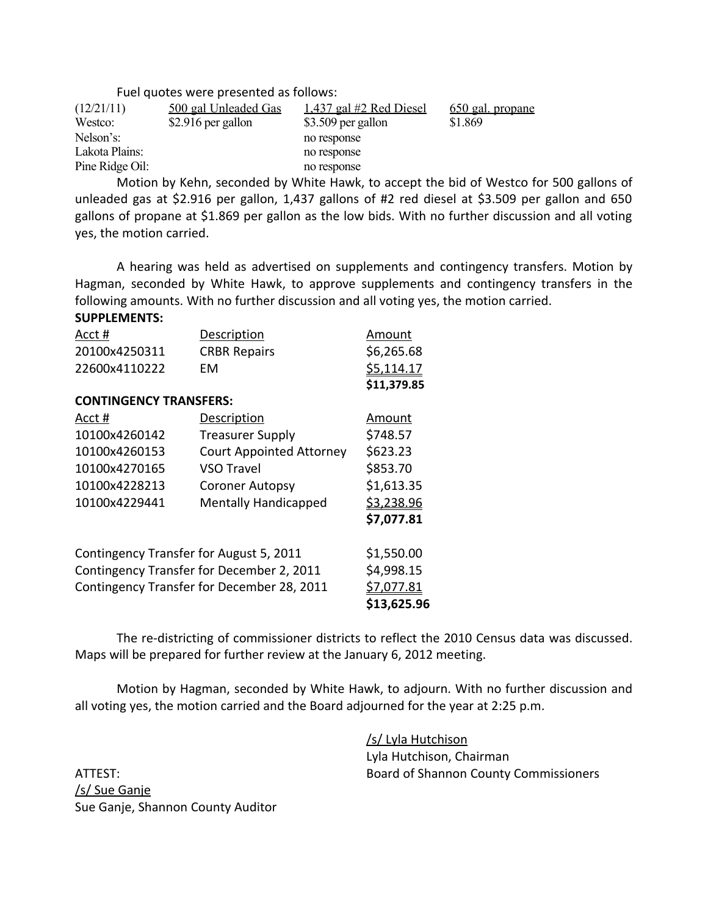Fuel quotes were presented as follows:

| (12/21/11) | 500 gal Unleaded Gas | 1,437 gal #2 Red Diesel | 650 gal. propane |
|---|---|---|---|
| Westco: | $2.916 per gallon | $3.509 per gallon | $1.869 |
| Nelson's: | | no response | |
| Lakota Plains: | | no response | |
| Pine Ridge Oil: | | no response | |

Motion by Kehn, seconded by White Hawk, to accept the bid of Westco for 500 gallons of unleaded gas at $2.916 per gallon, 1,437 gallons of #2 red diesel at $3.509 per gallon and 650 gallons of propane at $1.869 per gallon as the low bids. With no further discussion and all voting yes, the motion carried.

A hearing was held as advertised on supplements and contingency transfers. Motion by Hagman, seconded by White Hawk, to approve supplements and contingency transfers in the following amounts. With no further discussion and all voting yes, the motion carried.

**SUPPLEMENTS:**

| Acct # | Description | Amount |
|---|---|---|
| 20100x4250311 | CRBR Repairs | $6,265.68 |
| 22600x4110222 | EM | $5,114.17 |
| | | **$11,379.85** |

**CONTINGENCY TRANSFERS:**

| Acct # | Description | Amount |
|---|---|---|
| 10100x4260142 | Treasurer Supply | $748.57 |
| 10100x4260153 | Court Appointed Attorney | $623.23 |
| 10100x4270165 | VSO Travel | $853.70 |
| 10100x4228213 | Coroner Autopsy | $1,613.35 |
| 10100x4229441 | Mentally Handicapped | $3,238.96 |
| | | **$7,077.81** |

| | |
|---|---|
| Contingency Transfer for August 5, 2011 | $1,550.00 |
| Contingency Transfer for December 2, 2011 | $4,998.15 |
| Contingency Transfer for December 28, 2011 | $7,077.81 |
| | **$13,625.96** |

The re-districting of commissioner districts to reflect the 2010 Census data was discussed. Maps will be prepared for further review at the January 6, 2012 meeting.

Motion by Hagman, seconded by White Hawk, to adjourn. With no further discussion and all voting yes, the motion carried and the Board adjourned for the year at 2:25 p.m.

/s/ Lyla Hutchison
Lyla Hutchison, Chairman
Board of Shannon County Commissioners

ATTEST:
/s/ Sue Ganje
Sue Ganje, Shannon County Auditor